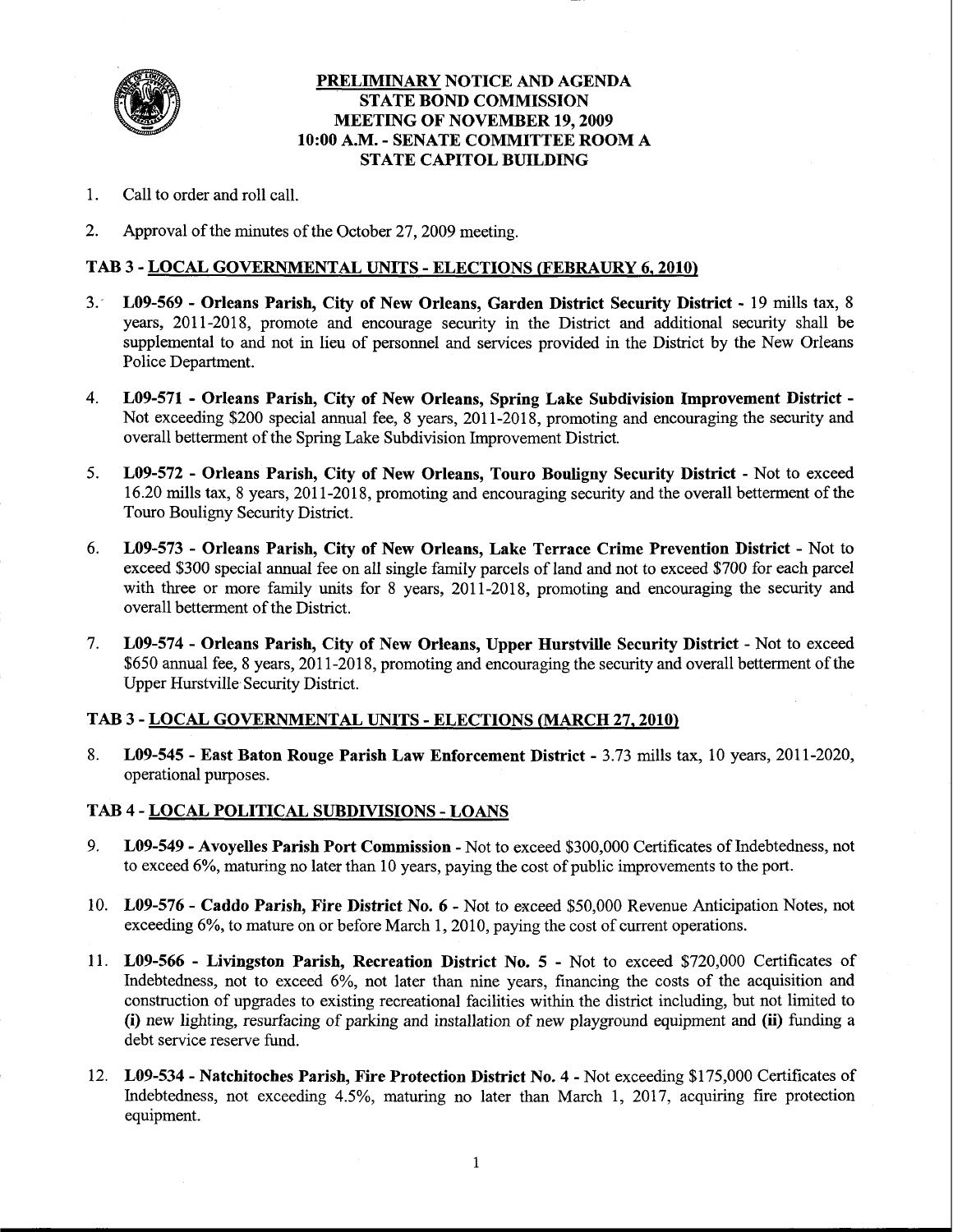# PRELIMINARY NOTICE AND AGENDA
# STATE BOND COMMISSION
# MEETING OF NOVEMBER 19, 2009
# 10:00 A.M. - SENATE COMMITTEE ROOM A
# STATE CAPITOL BUILDING

1. Call to order and roll call.

2. Approval of the minutes of the October 27, 2009 meeting.

## TAB 3 - LOCAL GOVERNMENTAL UNITS - ELECTIONS (FEBRAURY 6, 2010)

3. **L09-569 - Orleans Parish, City of New Orleans, Garden District Security District** - 19 mills tax, 8 years, 2011-2018, promote and encourage security in the District and additional security shall be supplemental to and not in lieu of personnel and services provided in the District by the New Orleans Police Department.

4. **L09-571 - Orleans Parish, City of New Orleans, Spring Lake Subdivision Improvement District** - Not exceeding $200 special annual fee, 8 years, 2011-2018, promoting and encouraging the security and overall betterment of the Spring Lake Subdivision Improvement District.

5. **L09-572 - Orleans Parish, City of New Orleans, Touro Bouligny Security District** - Not to exceed 16.20 mills tax, 8 years, 2011-2018, promoting and encouraging security and the overall betterment of the Touro Bouligny Security District.

6. **L09-573 - Orleans Parish, City of New Orleans, Lake Terrace Crime Prevention District** - Not to exceed $300 special annual fee on all single family parcels of land and not to exceed $700 for each parcel with three or more family units for 8 years, 2011-2018, promoting and encouraging the security and overall betterment of the District.

7. **L09-574 - Orleans Parish, City of New Orleans, Upper Hurstville Security District** - Not to exceed $650 annual fee, 8 years, 2011-2018, promoting and encouraging the security and overall betterment of the Upper Hurstville Security District.

## TAB 3 - LOCAL GOVERNMENTAL UNITS - ELECTIONS (MARCH 27, 2010)

8. **L09-545 - East Baton Rouge Parish Law Enforcement District** - 3.73 mills tax, 10 years, 2011-2020, operational purposes.

## TAB 4 - LOCAL POLITICAL SUBDIVISIONS - LOANS

9. **L09-549 - Avoyelles Parish Port Commission** - Not to exceed $300,000 Certificates of Indebtedness, not to exceed 6%, maturing no later than 10 years, paying the cost of public improvements to the port.

10. **L09-576 - Caddo Parish, Fire District No. 6** - Not to exceed $50,000 Revenue Anticipation Notes, not exceeding 6%, to mature on or before March 1, 2010, paying the cost of current operations.

11. **L09-566 - Livingston Parish, Recreation District No. 5** - Not to exceed $720,000 Certificates of Indebtedness, not to exceed 6%, not later than nine years, financing the costs of the acquisition and construction of upgrades to existing recreational facilities within the district including, but not limited to **(i)** new lighting, resurfacing of parking and installation of new playground equipment and **(ii)** funding a debt service reserve fund.

12. **L09-534 - Natchitoches Parish, Fire Protection District No. 4** - Not exceeding $175,000 Certificates of Indebtedness, not exceeding 4.5%, maturing no later than March 1, 2017, acquiring fire protection equipment.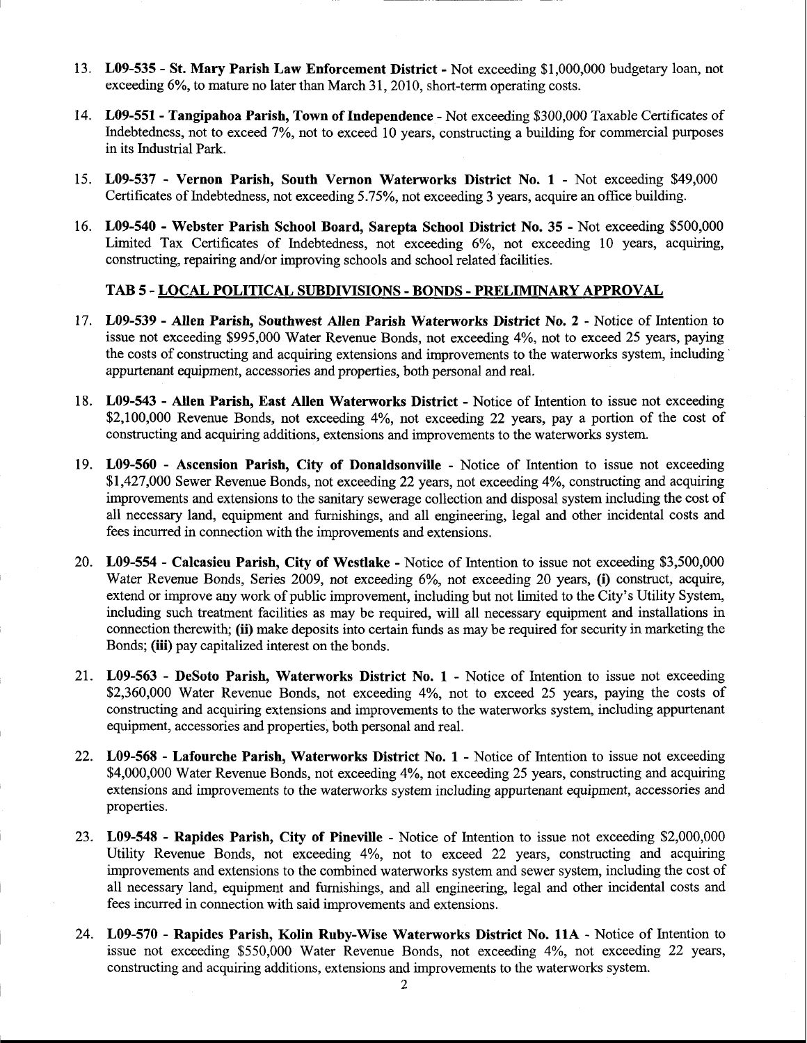13. **L09-535 - St. Mary Parish Law Enforcement District -** Not exceeding $1,000,000 budgetary loan, not exceeding 6%, to mature no later than March 31, 2010, short-term operating costs.

14. **L09-551 - Tangipahoa Parish, Town of Independence** - Not exceeding $300,000 Taxable Certificates of Indebtedness, not to exceed 7%, not to exceed 10 years, constructing a building for commercial purposes in its Industrial Park.

15. **L09-537 - Vernon Parish, South Vernon Waterworks District No. 1** - Not exceeding $49,000 Certificates of Indebtedness, not exceeding 5.75%, not exceeding 3 years, acquire an office building.

16. **L09-540 - Webster Parish School Board, Sarepta School District No. 35 -** Not exceeding $500,000 Limited Tax Certificates of Indebtedness, not exceeding 6%, not exceeding 10 years, acquiring, constructing, repairing and/or improving schools and school related facilities.

### TAB 5 - LOCAL POLITICAL SUBDIVISIONS - BONDS - PRELIMINARY APPROVAL

17. **L09-539 - Allen Parish, Southwest Allen Parish Waterworks District No. 2** - Notice of Intention to issue not exceeding $995,000 Water Revenue Bonds, not exceeding 4%, not to exceed 25 years, paying the costs of constructing and acquiring extensions and improvements to the waterworks system, including appurtenant equipment, accessories and properties, both personal and real.

18. **L09-543 - Allen Parish, East Allen Waterworks District** - Notice of Intention to issue not exceeding $2,100,000 Revenue Bonds, not exceeding 4%, not exceeding 22 years, pay a portion of the cost of constructing and acquiring additions, extensions and improvements to the waterworks system.

19. **L09-560 - Ascension Parish, City of Donaldsonville** - Notice of Intention to issue not exceeding $1,427,000 Sewer Revenue Bonds, not exceeding 22 years, not exceeding 4%, constructing and acquiring improvements and extensions to the sanitary sewerage collection and disposal system including the cost of all necessary land, equipment and furnishings, and all engineering, legal and other incidental costs and fees incurred in connection with the improvements and extensions.

20. **L09-554 - Calcasieu Parish, City of Westlake** - Notice of Intention to issue not exceeding $3,500,000 Water Revenue Bonds, Series 2009, not exceeding 6%, not exceeding 20 years, **(i)** construct, acquire, extend or improve any work of public improvement, including but not limited to the City's Utility System, including such treatment facilities as may be required, will all necessary equipment and installations in connection therewith; **(ii)** make deposits into certain funds as may be required for security in marketing the Bonds; **(iii)** pay capitalized interest on the bonds.

21. **L09-563 - DeSoto Parish, Waterworks District No. 1** - Notice of Intention to issue not exceeding $2,360,000 Water Revenue Bonds, not exceeding 4%, not to exceed 25 years, paying the costs of constructing and acquiring extensions and improvements to the waterworks system, including appurtenant equipment, accessories and properties, both personal and real.

22. **L09-568 - Lafourche Parish, Waterworks District No. 1** - Notice of Intention to issue not exceeding $4,000,000 Water Revenue Bonds, not exceeding 4%, not exceeding 25 years, constructing and acquiring extensions and improvements to the waterworks system including appurtenant equipment, accessories and properties.

23. **L09-548 - Rapides Parish, City of Pineville** - Notice of Intention to issue not exceeding $2,000,000 Utility Revenue Bonds, not exceeding 4%, not to exceed 22 years, constructing and acquiring improvements and extensions to the combined waterworks system and sewer system, including the cost of all necessary land, equipment and furnishings, and all engineering, legal and other incidental costs and fees incurred in connection with said improvements and extensions.

24. **L09-570 - Rapides Parish, Kolin Ruby-Wise Waterworks District No. 11A** - Notice of Intention to issue not exceeding $550,000 Water Revenue Bonds, not exceeding 4%, not exceeding 22 years, constructing and acquiring additions, extensions and improvements to the waterworks system.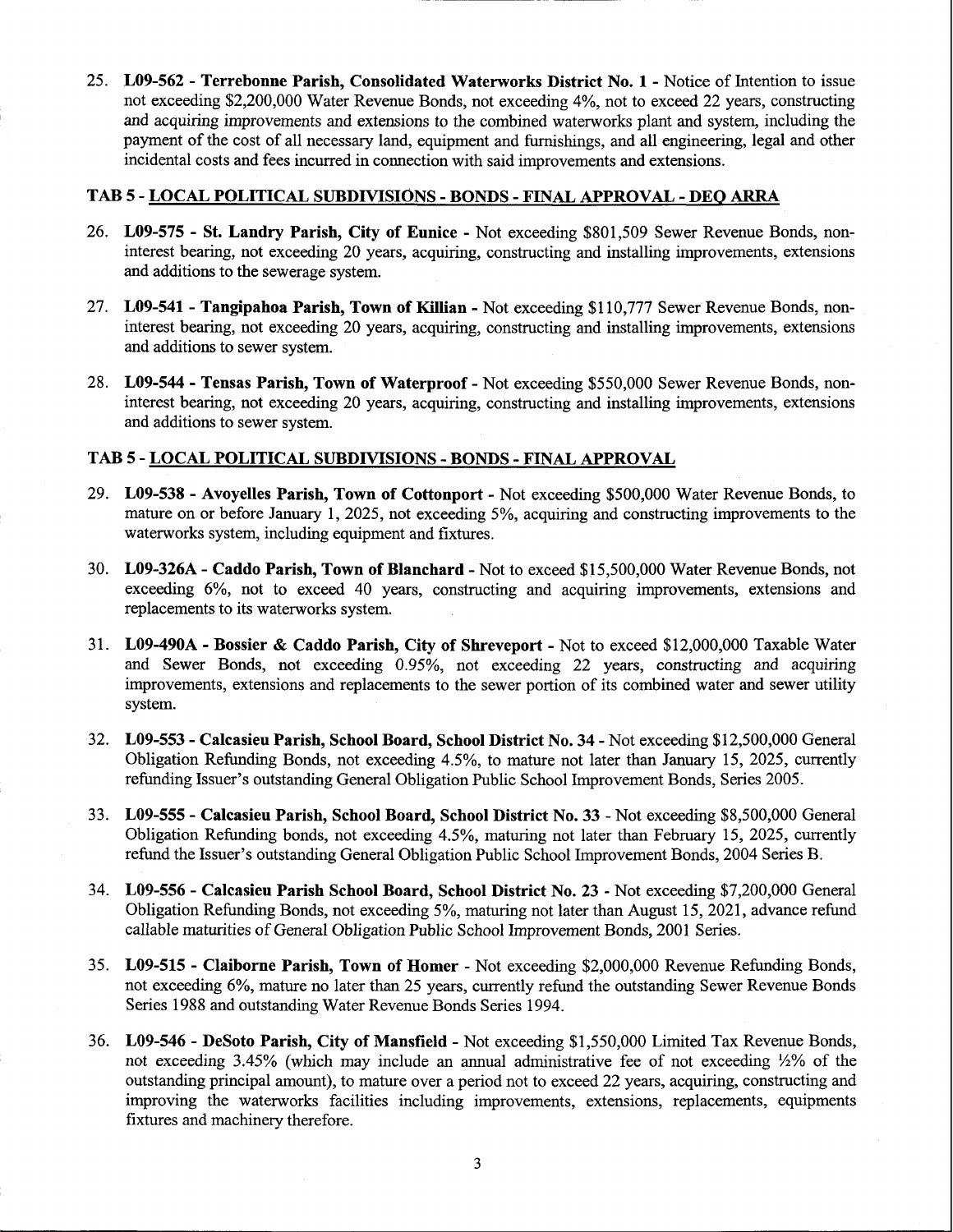25. **L09-562 - Terrebonne Parish, Consolidated Waterworks District No. 1 -** Notice of Intention to issue not exceeding $2,200,000 Water Revenue Bonds, not exceeding 4%, not to exceed 22 years, constructing and acquiring improvements and extensions to the combined waterworks plant and system, including the payment of the cost of all necessary land, equipment and furnishings, and all engineering, legal and other incidental costs and fees incurred in connection with said improvements and extensions.

## TAB 5 - LOCAL POLITICAL SUBDIVISIONS - BONDS - FINAL APPROVAL - DEQ ARRA

26. **L09-575 - St. Landry Parish, City of Eunice -** Not exceeding $801,509 Sewer Revenue Bonds, non-interest bearing, not exceeding 20 years, acquiring, constructing and installing improvements, extensions and additions to the sewerage system.

27. **L09-541 - Tangipahoa Parish, Town of Killian -** Not exceeding $110,777 Sewer Revenue Bonds, non-interest bearing, not exceeding 20 years, acquiring, constructing and installing improvements, extensions and additions to sewer system.

28. **L09-544 - Tensas Parish, Town of Waterproof -** Not exceeding $550,000 Sewer Revenue Bonds, non-interest bearing, not exceeding 20 years, acquiring, constructing and installing improvements, extensions and additions to sewer system.

## TAB 5 - LOCAL POLITICAL SUBDIVISIONS - BONDS - FINAL APPROVAL

29. **L09-538 - Avoyelles Parish, Town of Cottonport -** Not exceeding $500,000 Water Revenue Bonds, to mature on or before January 1, 2025, not exceeding 5%, acquiring and constructing improvements to the waterworks system, including equipment and fixtures.

30. **L09-326A - Caddo Parish, Town of Blanchard -** Not to exceed $15,500,000 Water Revenue Bonds, not exceeding 6%, not to exceed 40 years, constructing and acquiring improvements, extensions and replacements to its waterworks system.

31. **L09-490A - Bossier & Caddo Parish, City of Shreveport -** Not to exceed $12,000,000 Taxable Water and Sewer Bonds, not exceeding 0.95%, not exceeding 22 years, constructing and acquiring improvements, extensions and replacements to the sewer portion of its combined water and sewer utility system.

32. **L09-553 - Calcasieu Parish, School Board, School District No. 34 -** Not exceeding $12,500,000 General Obligation Refunding Bonds, not exceeding 4.5%, to mature not later than January 15, 2025, currently refunding Issuer's outstanding General Obligation Public School Improvement Bonds, Series 2005.

33. **L09-555 - Calcasieu Parish, School Board, School District No. 33** - Not exceeding $8,500,000 General Obligation Refunding bonds, not exceeding 4.5%, maturing not later than February 15, 2025, currently refund the Issuer's outstanding General Obligation Public School Improvement Bonds, 2004 Series B.

34. **L09-556 - Calcasieu Parish School Board, School District No. 23 -** Not exceeding $7,200,000 General Obligation Refunding Bonds, not exceeding 5%, maturing not later than August 15, 2021, advance refund callable maturities of General Obligation Public School Improvement Bonds, 2001 Series.

35. **L09-515 - Claiborne Parish, Town of Homer -** Not exceeding $2,000,000 Revenue Refunding Bonds, not exceeding 6%, mature no later than 25 years, currently refund the outstanding Sewer Revenue Bonds Series 1988 and outstanding Water Revenue Bonds Series 1994.

36. **L09-546 - DeSoto Parish, City of Mansfield -** Not exceeding $1,550,000 Limited Tax Revenue Bonds, not exceeding 3.45% (which may include an annual administrative fee of not exceeding ½% of the outstanding principal amount), to mature over a period not to exceed 22 years, acquiring, constructing and improving the waterworks facilities including improvements, extensions, replacements, equipments fixtures and machinery therefore.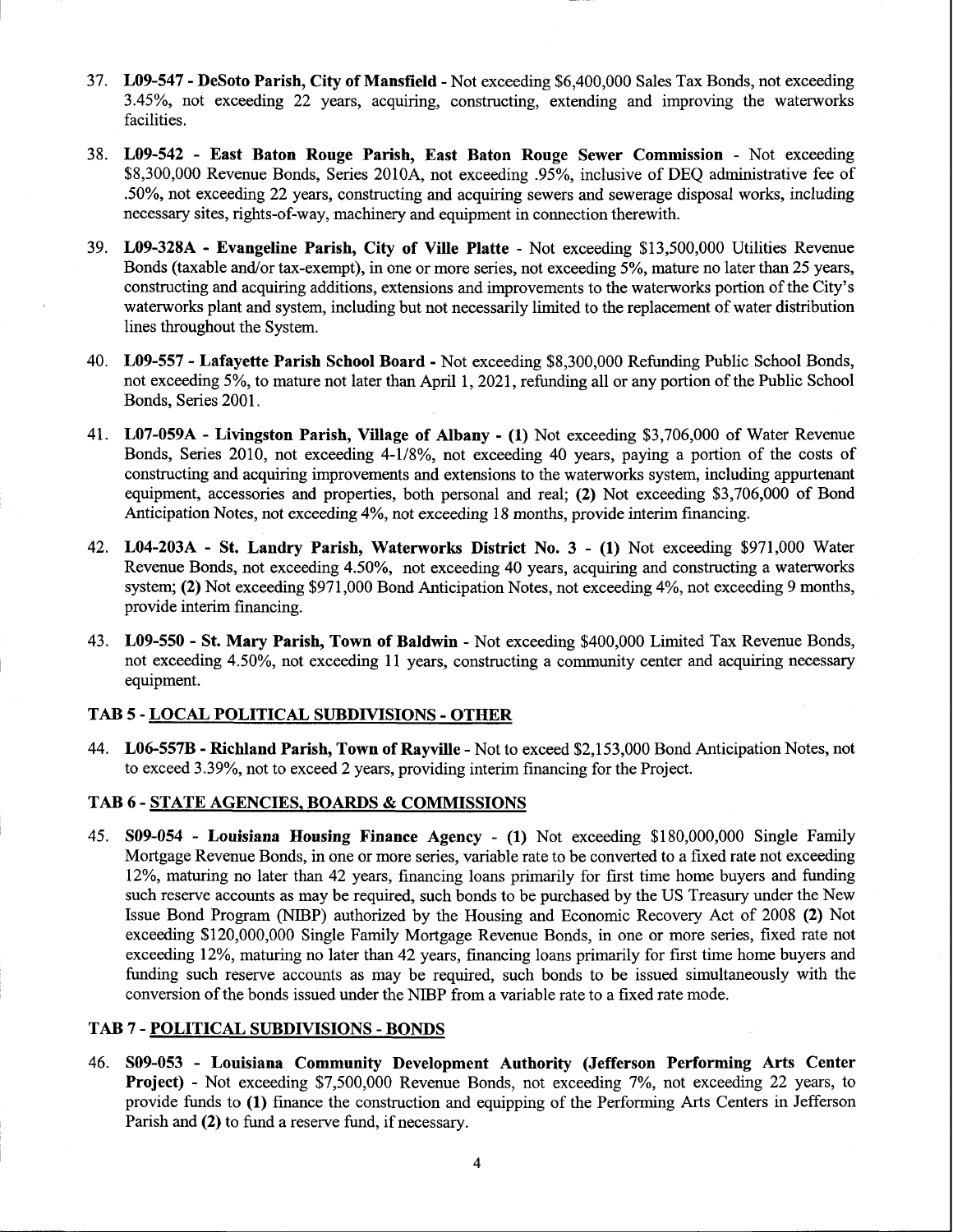37. **L09-547 - DeSoto Parish, City of Mansfield** - Not exceeding $6,400,000 Sales Tax Bonds, not exceeding 3.45%, not exceeding 22 years, acquiring, constructing, extending and improving the waterworks facilities.

38. **L09-542 - East Baton Rouge Parish, East Baton Rouge Sewer Commission** - Not exceeding $8,300,000 Revenue Bonds, Series 2010A, not exceeding .95%, inclusive of DEQ administrative fee of .50%, not exceeding 22 years, constructing and acquiring sewers and sewerage disposal works, including necessary sites, rights-of-way, machinery and equipment in connection therewith.

39. **L09-328A - Evangeline Parish, City of Ville Platte** - Not exceeding $13,500,000 Utilities Revenue Bonds (taxable and/or tax-exempt), in one or more series, not exceeding 5%, mature no later than 25 years, constructing and acquiring additions, extensions and improvements to the waterworks portion of the City's waterworks plant and system, including but not necessarily limited to the replacement of water distribution lines throughout the System.

40. **L09-557 - Lafayette Parish School Board** - Not exceeding $8,300,000 Refunding Public School Bonds, not exceeding 5%, to mature not later than April 1, 2021, refunding all or any portion of the Public School Bonds, Series 2001.

41. **L07-059A - Livingston Parish, Village of Albany - (1)** Not exceeding $3,706,000 of Water Revenue Bonds, Series 2010, not exceeding 4-1/8%, not exceeding 40 years, paying a portion of the costs of constructing and acquiring improvements and extensions to the waterworks system, including appurtenant equipment, accessories and properties, both personal and real; **(2)** Not exceeding $3,706,000 of Bond Anticipation Notes, not exceeding 4%, not exceeding 18 months, provide interim financing.

42. **L04-203A - St. Landry Parish, Waterworks District No. 3 - (1)** Not exceeding $971,000 Water Revenue Bonds, not exceeding 4.50%, not exceeding 40 years, acquiring and constructing a waterworks system; **(2)** Not exceeding $971,000 Bond Anticipation Notes, not exceeding 4%, not exceeding 9 months, provide interim financing.

43. **L09-550 - St. Mary Parish, Town of Baldwin** - Not exceeding $400,000 Limited Tax Revenue Bonds, not exceeding 4.50%, not exceeding 11 years, constructing a community center and acquiring necessary equipment.

### TAB 5 - LOCAL POLITICAL SUBDIVISIONS - OTHER

44. **L06-557B - Richland Parish, Town of Rayville** - Not to exceed $2,153,000 Bond Anticipation Notes, not to exceed 3.39%, not to exceed 2 years, providing interim financing for the Project.

### TAB 6 - STATE AGENCIES, BOARDS & COMMISSIONS

45. **S09-054 - Louisiana Housing Finance Agency - (1)** Not exceeding $180,000,000 Single Family Mortgage Revenue Bonds, in one or more series, variable rate to be converted to a fixed rate not exceeding 12%, maturing no later than 42 years, financing loans primarily for first time home buyers and funding such reserve accounts as may be required, such bonds to be purchased by the US Treasury under the New Issue Bond Program (NIBP) authorized by the Housing and Economic Recovery Act of 2008 **(2)** Not exceeding $120,000,000 Single Family Mortgage Revenue Bonds, in one or more series, fixed rate not exceeding 12%, maturing no later than 42 years, financing loans primarily for first time home buyers and funding such reserve accounts as may be required, such bonds to be issued simultaneously with the conversion of the bonds issued under the NIBP from a variable rate to a fixed rate mode.

### TAB 7 - POLITICAL SUBDIVISIONS - BONDS

46. **S09-053 - Louisiana Community Development Authority (Jefferson Performing Arts Center Project)** - Not exceeding $7,500,000 Revenue Bonds, not exceeding 7%, not exceeding 22 years, to provide funds to **(1)** finance the construction and equipping of the Performing Arts Centers in Jefferson Parish and **(2)** to fund a reserve fund, if necessary.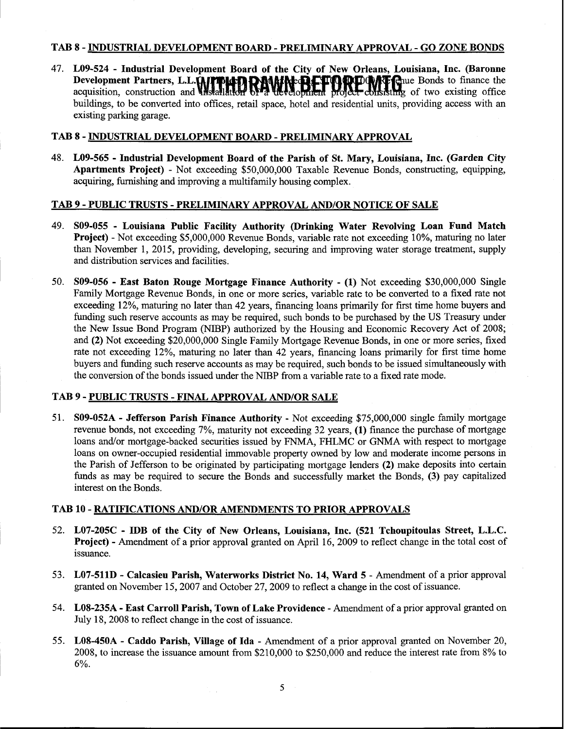## TAB 8 - INDUSTRIAL DEVELOPMENT BOARD - PRELIMINARY APPROVAL - GO ZONE BONDS

47. **L09-524 - Industrial Development Board of the City of New Orleans, Louisiana, Inc. (Baronne Development Partners, L.L.C.** **WITHDRAWN BEFORE MTG** ...enue Bonds to finance the acquisition, construction and installation of a development project consisting of two existing office buildings, to be converted into offices, retail space, hotel and residential units, providing access with an existing parking garage.

## TAB 8 - INDUSTRIAL DEVELOPMENT BOARD - PRELIMINARY APPROVAL

48. **L09-565 - Industrial Development Board of the Parish of St. Mary, Louisiana, Inc. (Garden City Apartments Project)** - Not exceeding $50,000,000 Taxable Revenue Bonds, constructing, equipping, acquiring, furnishing and improving a multifamily housing complex.

## TAB 9 - PUBLIC TRUSTS - PRELIMINARY APPROVAL AND/OR NOTICE OF SALE

49. **S09-055 - Louisiana Public Facility Authority (Drinking Water Revolving Loan Fund Match Project)** - Not exceeding $5,000,000 Revenue Bonds, variable rate not exceeding 10%, maturing no later than November 1, 2015, providing, developing, securing and improving water storage treatment, supply and distribution services and facilities.

50. **S09-056 - East Baton Rouge Mortgage Finance Authority - (1)** Not exceeding $30,000,000 Single Family Mortgage Revenue Bonds, in one or more series, variable rate to be converted to a fixed rate not exceeding 12%, maturing no later than 42 years, financing loans primarily for first time home buyers and funding such reserve accounts as may be required, such bonds to be purchased by the US Treasury under the New Issue Bond Program (NIBP) authorized by the Housing and Economic Recovery Act of 2008; and **(2)** Not exceeding $20,000,000 Single Family Mortgage Revenue Bonds, in one or more series, fixed rate not exceeding 12%, maturing no later than 42 years, financing loans primarily for first time home buyers and funding such reserve accounts as may be required, such bonds to be issued simultaneously with the conversion of the bonds issued under the NIBP from a variable rate to a fixed rate mode.

## TAB 9 - PUBLIC TRUSTS - FINAL APPROVAL AND/OR SALE

51. **S09-052A - Jefferson Parish Finance Authority** - Not exceeding $75,000,000 single family mortgage revenue bonds, not exceeding 7%, maturity not exceeding 32 years, **(1)** finance the purchase of mortgage loans and/or mortgage-backed securities issued by FNMA, FHLMC or GNMA with respect to mortgage loans on owner-occupied residential immovable property owned by low and moderate income persons in the Parish of Jefferson to be originated by participating mortgage lenders **(2)** make deposits into certain funds as may be required to secure the Bonds and successfully market the Bonds, **(3)** pay capitalized interest on the Bonds.

## TAB 10 - RATIFICATIONS AND/OR AMENDMENTS TO PRIOR APPROVALS

52. **L07-205C - IDB of the City of New Orleans, Louisiana, Inc. (521 Tchoupitoulas Street, L.L.C. Project)** - Amendment of a prior approval granted on April 16, 2009 to reflect change in the total cost of issuance.

53. **L07-511D - Calcasieu Parish, Waterworks District No. 14, Ward 5** - Amendment of a prior approval granted on November 15, 2007 and October 27, 2009 to reflect a change in the cost of issuance.

54. **L08-235A - East Carroll Parish, Town of Lake Providence** - Amendment of a prior approval granted on July 18, 2008 to reflect change in the cost of issuance.

55. **L08-450A - Caddo Parish, Village of Ida** - Amendment of a prior approval granted on November 20, 2008, to increase the issuance amount from $210,000 to $250,000 and reduce the interest rate from 8% to 6%.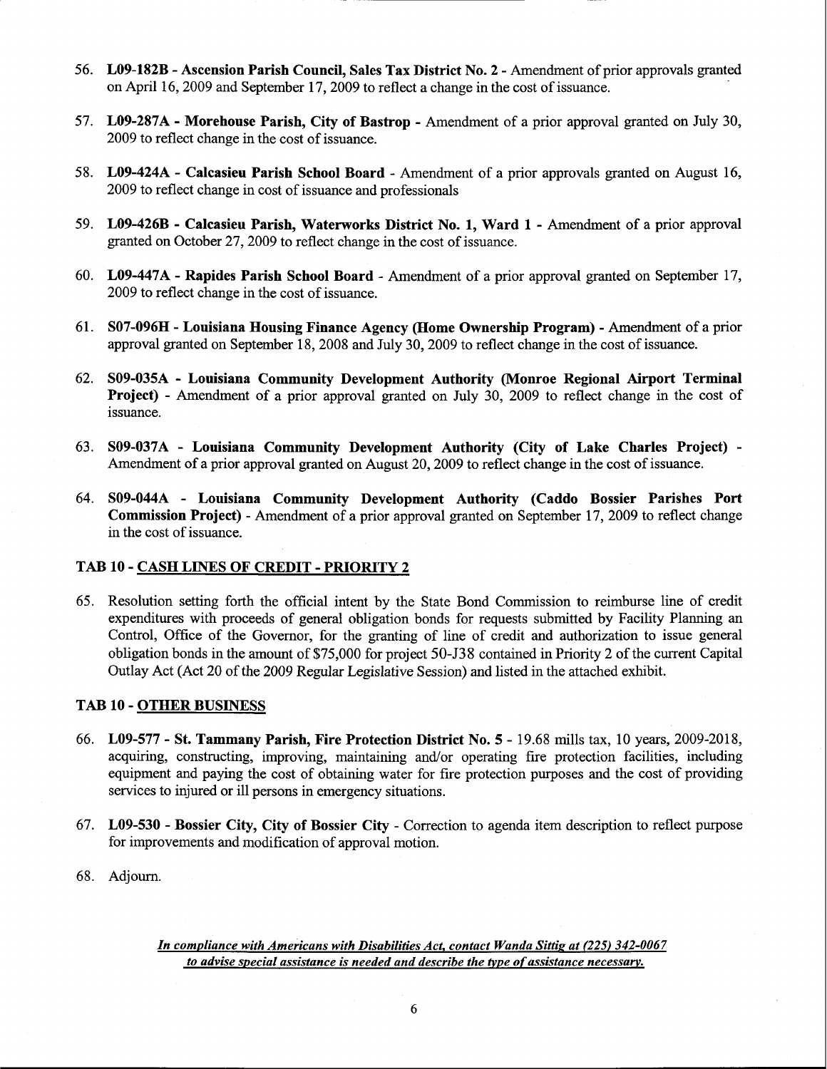56. **L09-182B - Ascension Parish Council, Sales Tax District No. 2 -** Amendment of prior approvals granted on April 16, 2009 and September 17, 2009 to reflect a change in the cost of issuance.

57. **L09-287A - Morehouse Parish, City of Bastrop -** Amendment of a prior approval granted on July 30, 2009 to reflect change in the cost of issuance.

58. **L09-424A - Calcasieu Parish School Board** - Amendment of a prior approvals granted on August 16, 2009 to reflect change in cost of issuance and professionals

59. **L09-426B - Calcasieu Parish, Waterworks District No. 1, Ward 1 -** Amendment of a prior approval granted on October 27, 2009 to reflect change in the cost of issuance.

60. **L09-447A - Rapides Parish School Board** - Amendment of a prior approval granted on September 17, 2009 to reflect change in the cost of issuance.

61. **S07-096H - Louisiana Housing Finance Agency (Home Ownership Program) -** Amendment of a prior approval granted on September 18, 2008 and July 30, 2009 to reflect change in the cost of issuance.

62. **S09-035A - Louisiana Community Development Authority (Monroe Regional Airport Terminal Project)** - Amendment of a prior approval granted on July 30, 2009 to reflect change in the cost of issuance.

63. **S09-037A - Louisiana Community Development Authority (City of Lake Charles Project)** - Amendment of a prior approval granted on August 20, 2009 to reflect change in the cost of issuance.

64. **S09-044A - Louisiana Community Development Authority (Caddo Bossier Parishes Port Commission Project)** - Amendment of a prior approval granted on September 17, 2009 to reflect change in the cost of issuance.

### TAB 10 - CASH LINES OF CREDIT - PRIORITY 2

65. Resolution setting forth the official intent by the State Bond Commission to reimburse line of credit expenditures with proceeds of general obligation bonds for requests submitted by Facility Planning an Control, Office of the Governor, for the granting of line of credit and authorization to issue general obligation bonds in the amount of $75,000 for project 50-J38 contained in Priority 2 of the current Capital Outlay Act (Act 20 of the 2009 Regular Legislative Session) and listed in the attached exhibit.

### TAB 10 - OTHER BUSINESS

66. **L09-577 - St. Tammany Parish, Fire Protection District No. 5** - 19.68 mills tax, 10 years, 2009-2018, acquiring, constructing, improving, maintaining and/or operating fire protection facilities, including equipment and paying the cost of obtaining water for fire protection purposes and the cost of providing services to injured or ill persons in emergency situations.

67. **L09-530 - Bossier City, City of Bossier City** - Correction to agenda item description to reflect purpose for improvements and modification of approval motion.

68. Adjourn.

***In compliance with Americans with Disabilities Act, contact Wanda Sittig at (225) 342-0067 to advise special assistance is needed and describe the type of assistance necessary.***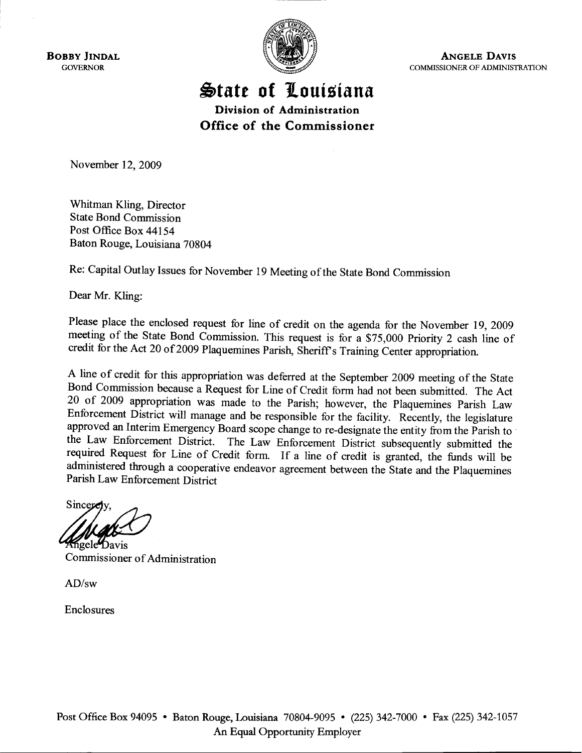**BOBBY JINDAL**
GOVERNOR

**ANGELE DAVIS**
COMMISSIONER OF ADMINISTRATION

# State of Louisiana

## Division of Administration
## Office of the Commissioner

November 12, 2009

Whitman Kling, Director
State Bond Commission
Post Office Box 44154
Baton Rouge, Louisiana 70804

Re: Capital Outlay Issues for November 19 Meeting of the State Bond Commission

Dear Mr. Kling:

Please place the enclosed request for line of credit on the agenda for the November 19, 2009 meeting of the State Bond Commission. This request is for a $75,000 Priority 2 cash line of credit for the Act 20 of 2009 Plaquemines Parish, Sheriff's Training Center appropriation.

A line of credit for this appropriation was deferred at the September 2009 meeting of the State Bond Commission because a Request for Line of Credit form had not been submitted. The Act 20 of 2009 appropriation was made to the Parish; however, the Plaquemines Parish Law Enforcement District will manage and be responsible for the facility. Recently, the legislature approved an Interim Emergency Board scope change to re-designate the entity from the Parish to the Law Enforcement District. The Law Enforcement District subsequently submitted the required Request for Line of Credit form. If a line of credit is granted, the funds will be administered through a cooperative endeavor agreement between the State and the Plaquemines Parish Law Enforcement District

Sincerely,

Angele Davis
Commissioner of Administration

AD/sw

Enclosures

Post Office Box 94095 • Baton Rouge, Louisiana 70804-9095 • (225) 342-7000 • Fax (225) 342-1057
An Equal Opportunity Employer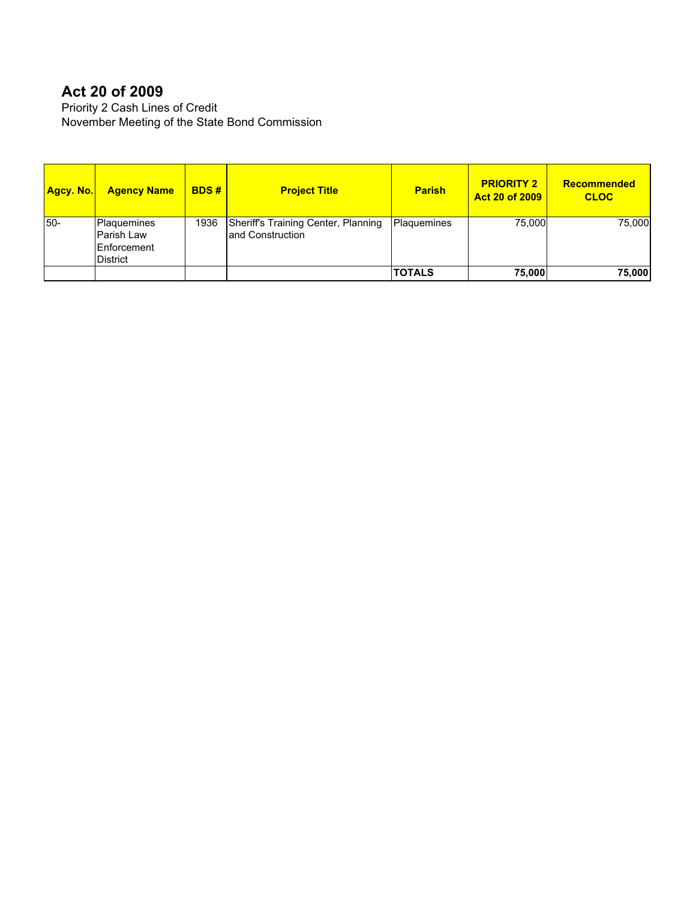# Act 20 of 2009

Priority 2 Cash Lines of Credit
November Meeting of the State Bond Commission

| Agcy. No. | Agency Name | BDS # | Project Title | Parish | PRIORITY 2 Act 20 of 2009 | Recommended CLOC |
|---|---|---|---|---|---|---|
| 50- | Plaquemines Parish Law Enforcement District | 1936 | Sheriff's Training Center, Planning and Construction | Plaquemines | 75,000 | 75,000 |
| | | | | **TOTALS** | **75,000** | **75,000** |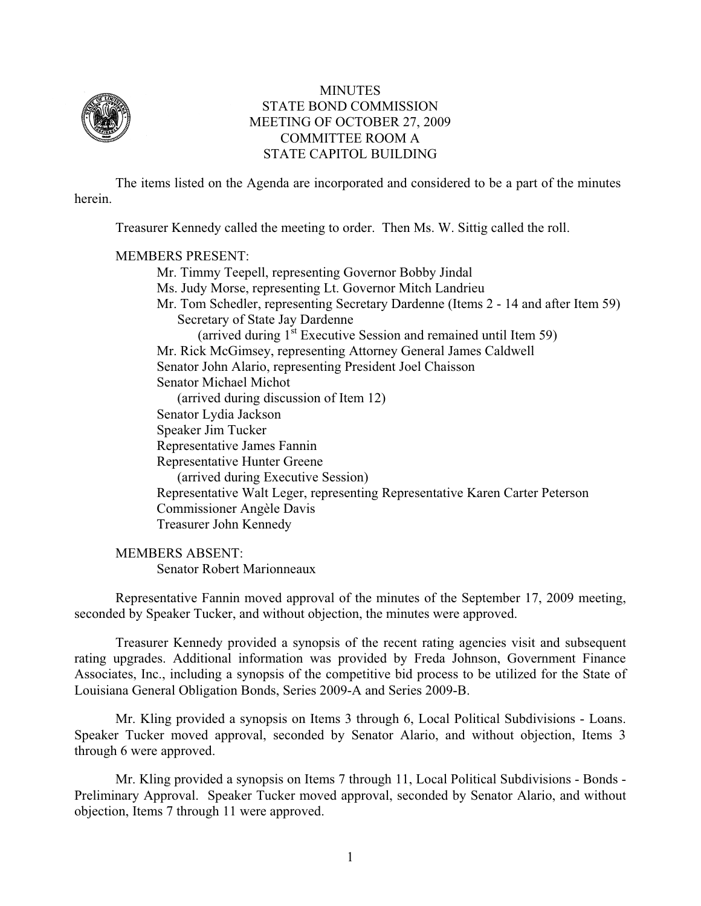# MINUTES
## STATE BOND COMMISSION
## MEETING OF OCTOBER 27, 2009
## COMMITTEE ROOM A
## STATE CAPITOL BUILDING

The items listed on the Agenda are incorporated and considered to be a part of the minutes herein.

Treasurer Kennedy called the meeting to order. Then Ms. W. Sittig called the roll.

MEMBERS PRESENT:

- Mr. Timmy Teepell, representing Governor Bobby Jindal
- Ms. Judy Morse, representing Lt. Governor Mitch Landrieu
- Mr. Tom Schedler, representing Secretary Dardenne (Items 2 - 14 and after Item 59)
  - Secretary of State Jay Dardenne
    - (arrived during 1st Executive Session and remained until Item 59)
- Mr. Rick McGimsey, representing Attorney General James Caldwell
- Senator John Alario, representing President Joel Chaisson
- Senator Michael Michot
  - (arrived during discussion of Item 12)
- Senator Lydia Jackson
- Speaker Jim Tucker
- Representative James Fannin
- Representative Hunter Greene
  - (arrived during Executive Session)
- Representative Walt Leger, representing Representative Karen Carter Peterson
- Commissioner Angèle Davis
- Treasurer John Kennedy

MEMBERS ABSENT:

- Senator Robert Marionneaux

Representative Fannin moved approval of the minutes of the September 17, 2009 meeting, seconded by Speaker Tucker, and without objection, the minutes were approved.

Treasurer Kennedy provided a synopsis of the recent rating agencies visit and subsequent rating upgrades. Additional information was provided by Freda Johnson, Government Finance Associates, Inc., including a synopsis of the competitive bid process to be utilized for the State of Louisiana General Obligation Bonds, Series 2009-A and Series 2009-B.

Mr. Kling provided a synopsis on Items 3 through 6, Local Political Subdivisions - Loans. Speaker Tucker moved approval, seconded by Senator Alario, and without objection, Items 3 through 6 were approved.

Mr. Kling provided a synopsis on Items 7 through 11, Local Political Subdivisions - Bonds - Preliminary Approval. Speaker Tucker moved approval, seconded by Senator Alario, and without objection, Items 7 through 11 were approved.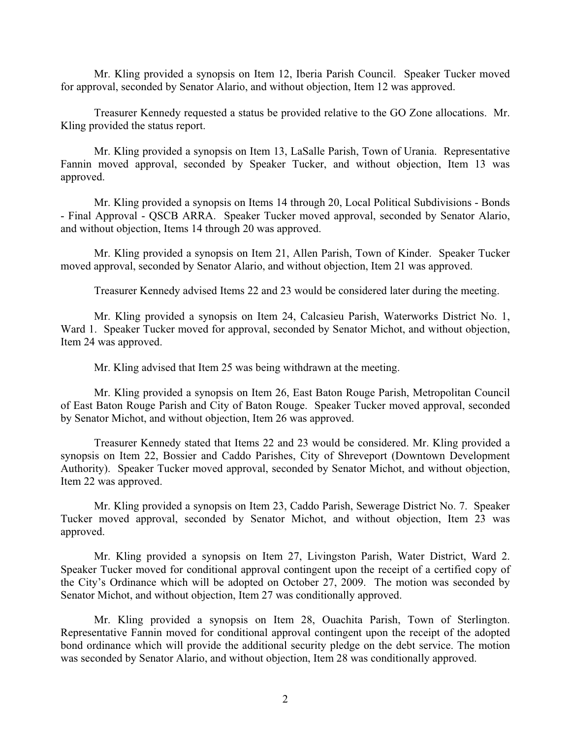Mr. Kling provided a synopsis on Item 12, Iberia Parish Council. Speaker Tucker moved for approval, seconded by Senator Alario, and without objection, Item 12 was approved.

Treasurer Kennedy requested a status be provided relative to the GO Zone allocations. Mr. Kling provided the status report.

Mr. Kling provided a synopsis on Item 13, LaSalle Parish, Town of Urania. Representative Fannin moved approval, seconded by Speaker Tucker, and without objection, Item 13 was approved.

Mr. Kling provided a synopsis on Items 14 through 20, Local Political Subdivisions - Bonds - Final Approval - QSCB ARRA. Speaker Tucker moved approval, seconded by Senator Alario, and without objection, Items 14 through 20 was approved.

Mr. Kling provided a synopsis on Item 21, Allen Parish, Town of Kinder. Speaker Tucker moved approval, seconded by Senator Alario, and without objection, Item 21 was approved.

Treasurer Kennedy advised Items 22 and 23 would be considered later during the meeting.

Mr. Kling provided a synopsis on Item 24, Calcasieu Parish, Waterworks District No. 1, Ward 1. Speaker Tucker moved for approval, seconded by Senator Michot, and without objection, Item 24 was approved.

Mr. Kling advised that Item 25 was being withdrawn at the meeting.

Mr. Kling provided a synopsis on Item 26, East Baton Rouge Parish, Metropolitan Council of East Baton Rouge Parish and City of Baton Rouge. Speaker Tucker moved approval, seconded by Senator Michot, and without objection, Item 26 was approved.

Treasurer Kennedy stated that Items 22 and 23 would be considered. Mr. Kling provided a synopsis on Item 22, Bossier and Caddo Parishes, City of Shreveport (Downtown Development Authority). Speaker Tucker moved approval, seconded by Senator Michot, and without objection, Item 22 was approved.

Mr. Kling provided a synopsis on Item 23, Caddo Parish, Sewerage District No. 7. Speaker Tucker moved approval, seconded by Senator Michot, and without objection, Item 23 was approved.

Mr. Kling provided a synopsis on Item 27, Livingston Parish, Water District, Ward 2. Speaker Tucker moved for conditional approval contingent upon the receipt of a certified copy of the City's Ordinance which will be adopted on October 27, 2009. The motion was seconded by Senator Michot, and without objection, Item 27 was conditionally approved.

Mr. Kling provided a synopsis on Item 28, Ouachita Parish, Town of Sterlington. Representative Fannin moved for conditional approval contingent upon the receipt of the adopted bond ordinance which will provide the additional security pledge on the debt service. The motion was seconded by Senator Alario, and without objection, Item 28 was conditionally approved.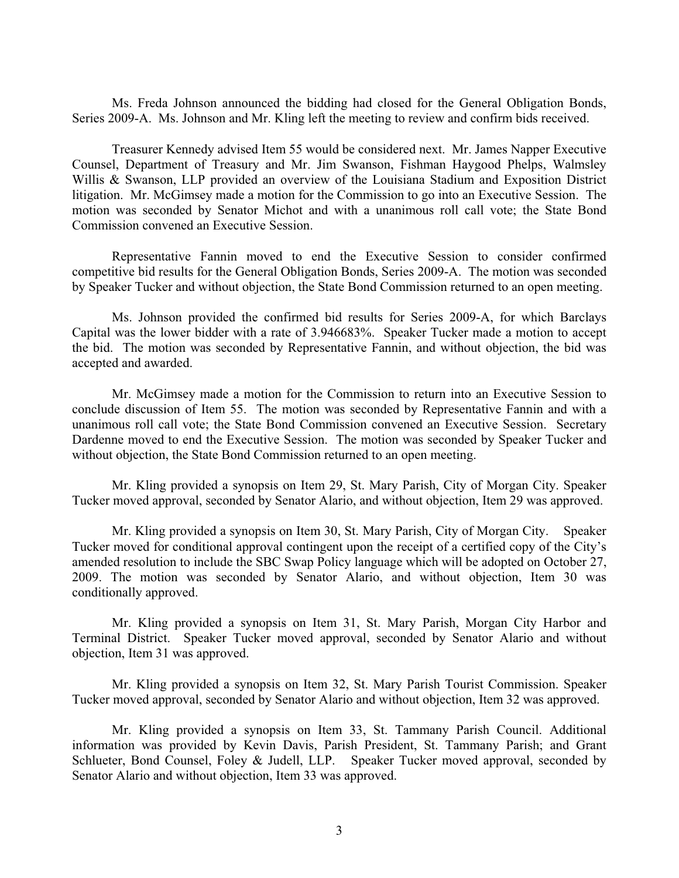Ms. Freda Johnson announced the bidding had closed for the General Obligation Bonds, Series 2009-A. Ms. Johnson and Mr. Kling left the meeting to review and confirm bids received.

Treasurer Kennedy advised Item 55 would be considered next. Mr. James Napper Executive Counsel, Department of Treasury and Mr. Jim Swanson, Fishman Haygood Phelps, Walmsley Willis & Swanson, LLP provided an overview of the Louisiana Stadium and Exposition District litigation. Mr. McGimsey made a motion for the Commission to go into an Executive Session. The motion was seconded by Senator Michot and with a unanimous roll call vote; the State Bond Commission convened an Executive Session.

Representative Fannin moved to end the Executive Session to consider confirmed competitive bid results for the General Obligation Bonds, Series 2009-A. The motion was seconded by Speaker Tucker and without objection, the State Bond Commission returned to an open meeting.

Ms. Johnson provided the confirmed bid results for Series 2009-A, for which Barclays Capital was the lower bidder with a rate of 3.946683%. Speaker Tucker made a motion to accept the bid. The motion was seconded by Representative Fannin, and without objection, the bid was accepted and awarded.

Mr. McGimsey made a motion for the Commission to return into an Executive Session to conclude discussion of Item 55. The motion was seconded by Representative Fannin and with a unanimous roll call vote; the State Bond Commission convened an Executive Session. Secretary Dardenne moved to end the Executive Session. The motion was seconded by Speaker Tucker and without objection, the State Bond Commission returned to an open meeting.

Mr. Kling provided a synopsis on Item 29, St. Mary Parish, City of Morgan City. Speaker Tucker moved approval, seconded by Senator Alario, and without objection, Item 29 was approved.

Mr. Kling provided a synopsis on Item 30, St. Mary Parish, City of Morgan City. Speaker Tucker moved for conditional approval contingent upon the receipt of a certified copy of the City's amended resolution to include the SBC Swap Policy language which will be adopted on October 27, 2009. The motion was seconded by Senator Alario, and without objection, Item 30 was conditionally approved.

Mr. Kling provided a synopsis on Item 31, St. Mary Parish, Morgan City Harbor and Terminal District. Speaker Tucker moved approval, seconded by Senator Alario and without objection, Item 31 was approved.

Mr. Kling provided a synopsis on Item 32, St. Mary Parish Tourist Commission. Speaker Tucker moved approval, seconded by Senator Alario and without objection, Item 32 was approved.

Mr. Kling provided a synopsis on Item 33, St. Tammany Parish Council. Additional information was provided by Kevin Davis, Parish President, St. Tammany Parish; and Grant Schlueter, Bond Counsel, Foley & Judell, LLP. Speaker Tucker moved approval, seconded by Senator Alario and without objection, Item 33 was approved.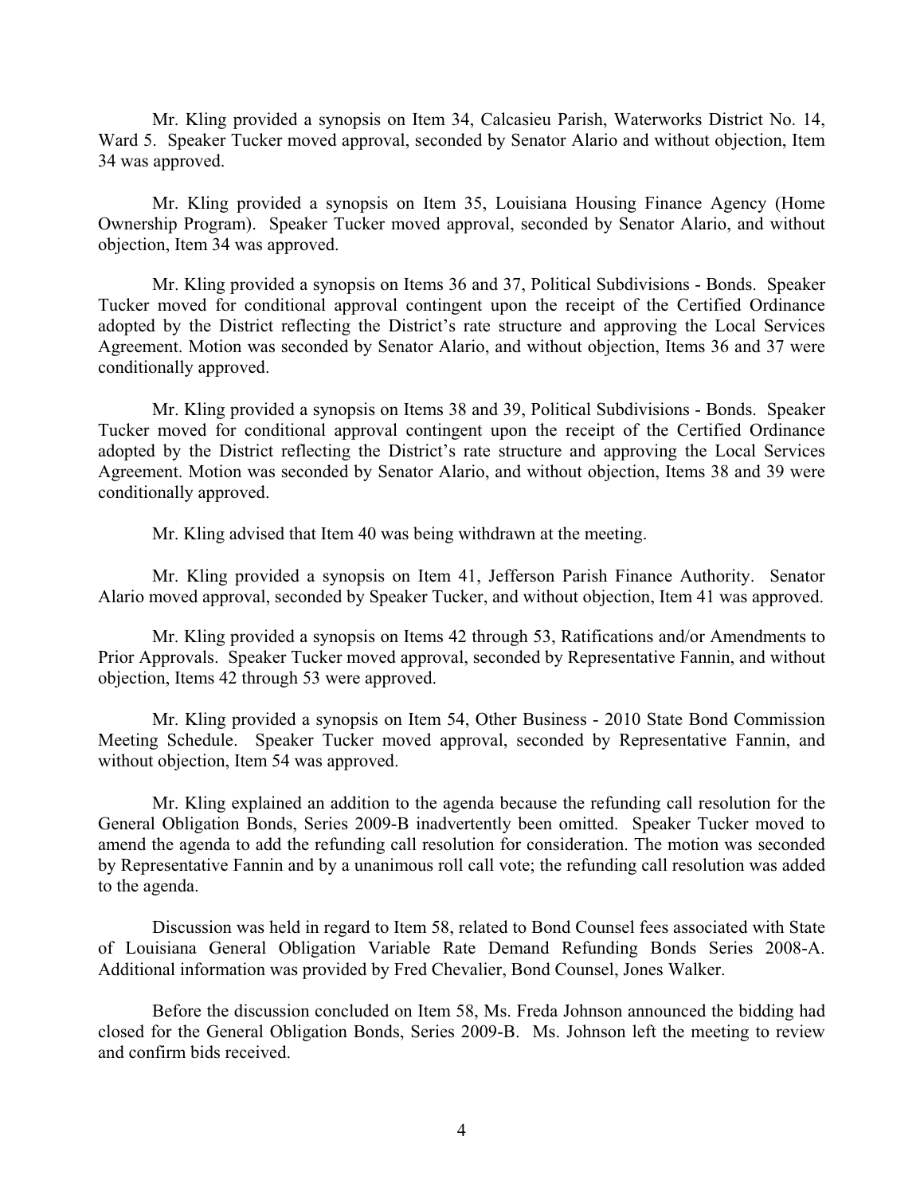Mr. Kling provided a synopsis on Item 34, Calcasieu Parish, Waterworks District No. 14, Ward 5. Speaker Tucker moved approval, seconded by Senator Alario and without objection, Item 34 was approved.

Mr. Kling provided a synopsis on Item 35, Louisiana Housing Finance Agency (Home Ownership Program). Speaker Tucker moved approval, seconded by Senator Alario, and without objection, Item 34 was approved.

Mr. Kling provided a synopsis on Items 36 and 37, Political Subdivisions - Bonds. Speaker Tucker moved for conditional approval contingent upon the receipt of the Certified Ordinance adopted by the District reflecting the District's rate structure and approving the Local Services Agreement. Motion was seconded by Senator Alario, and without objection, Items 36 and 37 were conditionally approved.

Mr. Kling provided a synopsis on Items 38 and 39, Political Subdivisions - Bonds. Speaker Tucker moved for conditional approval contingent upon the receipt of the Certified Ordinance adopted by the District reflecting the District's rate structure and approving the Local Services Agreement. Motion was seconded by Senator Alario, and without objection, Items 38 and 39 were conditionally approved.

Mr. Kling advised that Item 40 was being withdrawn at the meeting.

Mr. Kling provided a synopsis on Item 41, Jefferson Parish Finance Authority. Senator Alario moved approval, seconded by Speaker Tucker, and without objection, Item 41 was approved.

Mr. Kling provided a synopsis on Items 42 through 53, Ratifications and/or Amendments to Prior Approvals. Speaker Tucker moved approval, seconded by Representative Fannin, and without objection, Items 42 through 53 were approved.

Mr. Kling provided a synopsis on Item 54, Other Business - 2010 State Bond Commission Meeting Schedule. Speaker Tucker moved approval, seconded by Representative Fannin, and without objection, Item 54 was approved.

Mr. Kling explained an addition to the agenda because the refunding call resolution for the General Obligation Bonds, Series 2009-B inadvertently been omitted. Speaker Tucker moved to amend the agenda to add the refunding call resolution for consideration. The motion was seconded by Representative Fannin and by a unanimous roll call vote; the refunding call resolution was added to the agenda.

Discussion was held in regard to Item 58, related to Bond Counsel fees associated with State of Louisiana General Obligation Variable Rate Demand Refunding Bonds Series 2008-A. Additional information was provided by Fred Chevalier, Bond Counsel, Jones Walker.

Before the discussion concluded on Item 58, Ms. Freda Johnson announced the bidding had closed for the General Obligation Bonds, Series 2009-B. Ms. Johnson left the meeting to review and confirm bids received.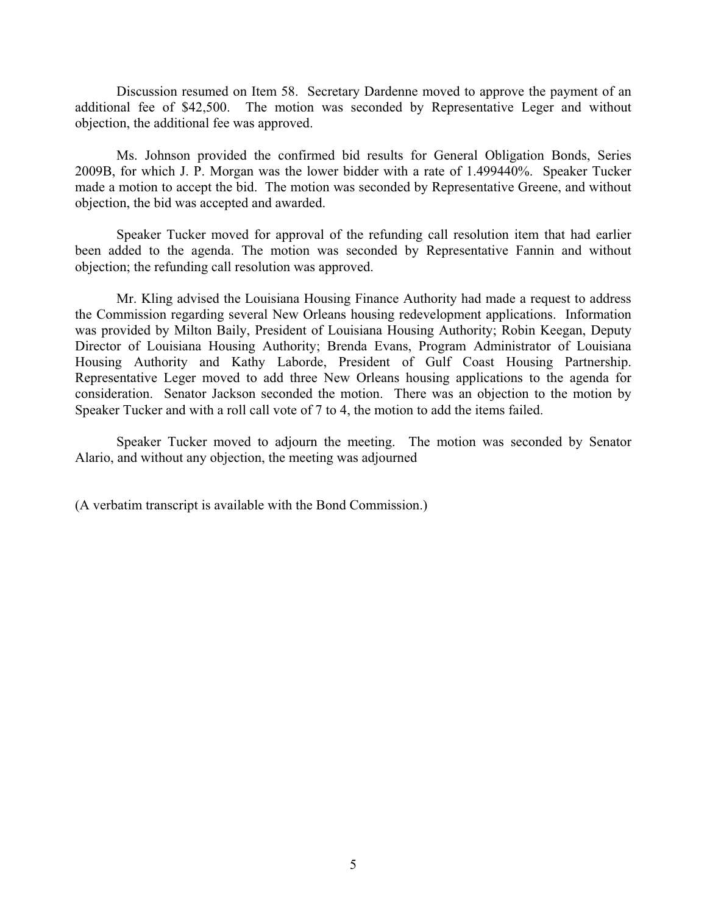Discussion resumed on Item 58. Secretary Dardenne moved to approve the payment of an additional fee of $42,500. The motion was seconded by Representative Leger and without objection, the additional fee was approved.

Ms. Johnson provided the confirmed bid results for General Obligation Bonds, Series 2009B, for which J. P. Morgan was the lower bidder with a rate of 1.499440%. Speaker Tucker made a motion to accept the bid. The motion was seconded by Representative Greene, and without objection, the bid was accepted and awarded.

Speaker Tucker moved for approval of the refunding call resolution item that had earlier been added to the agenda. The motion was seconded by Representative Fannin and without objection; the refunding call resolution was approved.

Mr. Kling advised the Louisiana Housing Finance Authority had made a request to address the Commission regarding several New Orleans housing redevelopment applications. Information was provided by Milton Baily, President of Louisiana Housing Authority; Robin Keegan, Deputy Director of Louisiana Housing Authority; Brenda Evans, Program Administrator of Louisiana Housing Authority and Kathy Laborde, President of Gulf Coast Housing Partnership. Representative Leger moved to add three New Orleans housing applications to the agenda for consideration. Senator Jackson seconded the motion. There was an objection to the motion by Speaker Tucker and with a roll call vote of 7 to 4, the motion to add the items failed.

Speaker Tucker moved to adjourn the meeting. The motion was seconded by Senator Alario, and without any objection, the meeting was adjourned

(A verbatim transcript is available with the Bond Commission.)